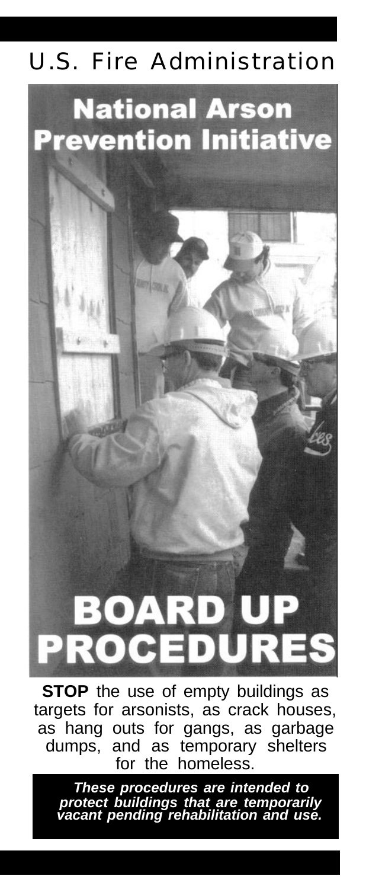U.S. Fire Administration

# National Arson Prevention Initiative

# BOARD UP PROCEDURES

**STOP** the use of empty buildings as targets for arsonists, as crack houses, as hang outs for gangs, as garbage dumps, and as temporary shelters for the homeless.

***These procedures are intended to protect buildings that are temporarily vacant pending rehabilitation and use.***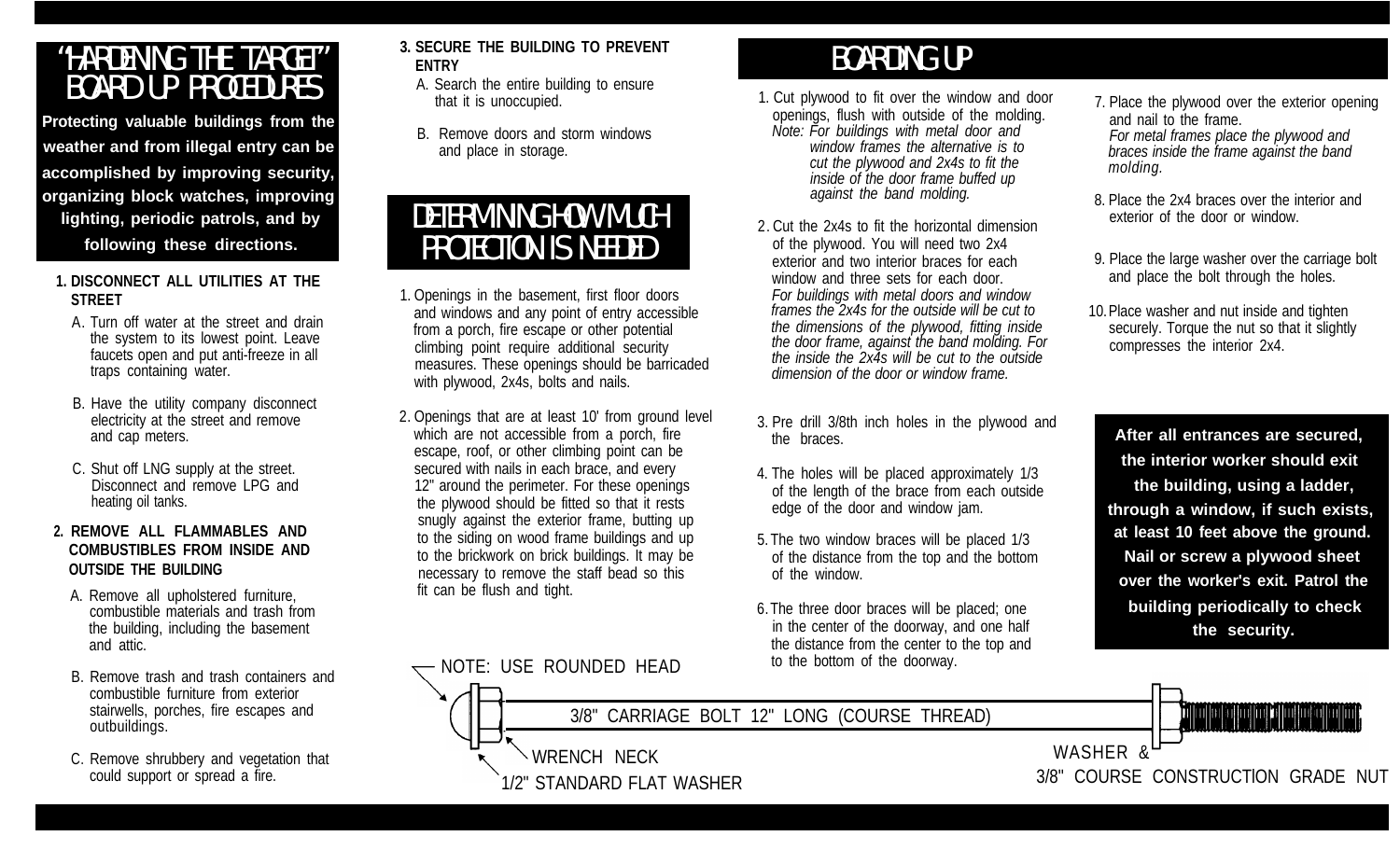# "HARDENING THE TARGET" BOARD UP PROCEDURES

**Protecting valuable buildings from the weather and from illegal entry can be accomplished by improving security, organizing block watches, improving lighting, periodic patrols, and by following these directions.**

1. **DISCONNECT ALL UTILITIES AT THE STREET**
   - A. Turn off water at the street and drain the system to its lowest point. Leave faucets open and put anti-freeze in all traps containing water.
   - B. Have the utility company disconnect electricity at the street and remove and cap meters.
   - C. Shut off LNG supply at the street. Disconnect and remove LPG and heating oil tanks.

2. **REMOVE ALL FLAMMABLES AND COMBUSTIBLES FROM INSIDE AND OUTSIDE THE BUILDING**
   - A. Remove all upholstered furniture, combustible materials and trash from the building, including the basement and attic.
   - B. Remove trash and trash containers and combustible furniture from exterior stairwells, porches, fire escapes and outbuildings.
   - C. Remove shrubbery and vegetation that could support or spread a fire.

3. **SECURE THE BUILDING TO PREVENT ENTRY**
   - A. Search the entire building to ensure that it is unoccupied.
   - B. Remove doors and storm windows and place in storage.

## DETERMINING HOW MUCH PROTECTION IS NEEDED

1. Openings in the basement, first floor doors and windows and any point of entry accessible from a porch, fire escape or other potential climbing point require additional security measures. These openings should be barricaded with plywood, 2x4s, bolts and nails.
2. Openings that are at least 10' from ground level which are not accessible from a porch, fire escape, roof, or other climbing point can be secured with nails in each brace, and every 12" around the perimeter. For these openings the plywood should be fitted so that it rests snugly against the exterior frame, butting up to the siding on wood frame buildings and up to the brickwork on brick buildings. It may be necessary to remove the staff bead so this fit can be flush and tight.

## BOARDING UP

1. Cut plywood to fit over the window and door openings, flush with outside of the molding.
   *Note: For buildings with metal door and window frames the alternative is to cut the plywood and 2x4s to fit the inside of the door frame buffed up against the band molding.*
2. Cut the 2x4s to fit the horizontal dimension of the plywood. You will need two 2x4 exterior and two interior braces for each window and three sets for each door.
   *For buildings with metal doors and window frames the 2x4s for the outside will be cut to the dimensions of the plywood, fitting inside the door frame, butting against the band molding. For the inside the 2x4s will be cut to the outside dimension of the door or window frame.*
3. Pre drill 3/8th inch holes in the plywood and the braces.
4. The holes will be placed approximately 1/3 of the length of the brace from each outside edge of the door and window jam.
5. The two window braces will be placed 1/3 of the distance from the top and the bottom of the window.
6. The three door braces will be placed; one in the center of the doorway, and one half the distance from the center to the top and to the bottom of the doorway.
7. Place the plywood over the exterior opening and nail to the frame.
   *For metal frames place the plywood and braces inside the frame against the band molding.*
8. Place the 2x4 braces over the interior and exterior of the door or window.
9. Place the large washer over the carriage bolt and place the bolt through the holes.
10. Place washer and nut inside and tighten securely. Torque the nut so that it slightly compresses the interior 2x4.

**After all entrances are secured, the interior worker should exit the building, using a ladder, through a window, if such exists, at least 10 feet above the ground. Nail or screw a plywood sheet over the worker's exit. Patrol the building periodically to check the security.**

NOTE: USE ROUNDED HEAD

3/8" CARRIAGE BOLT 12" LONG (COURSE THREAD)

WRENCH NECK

1/2" STANDARD FLAT WASHER

WASHER &

3/8" COURSE CONSTRUCTION GRADE NUT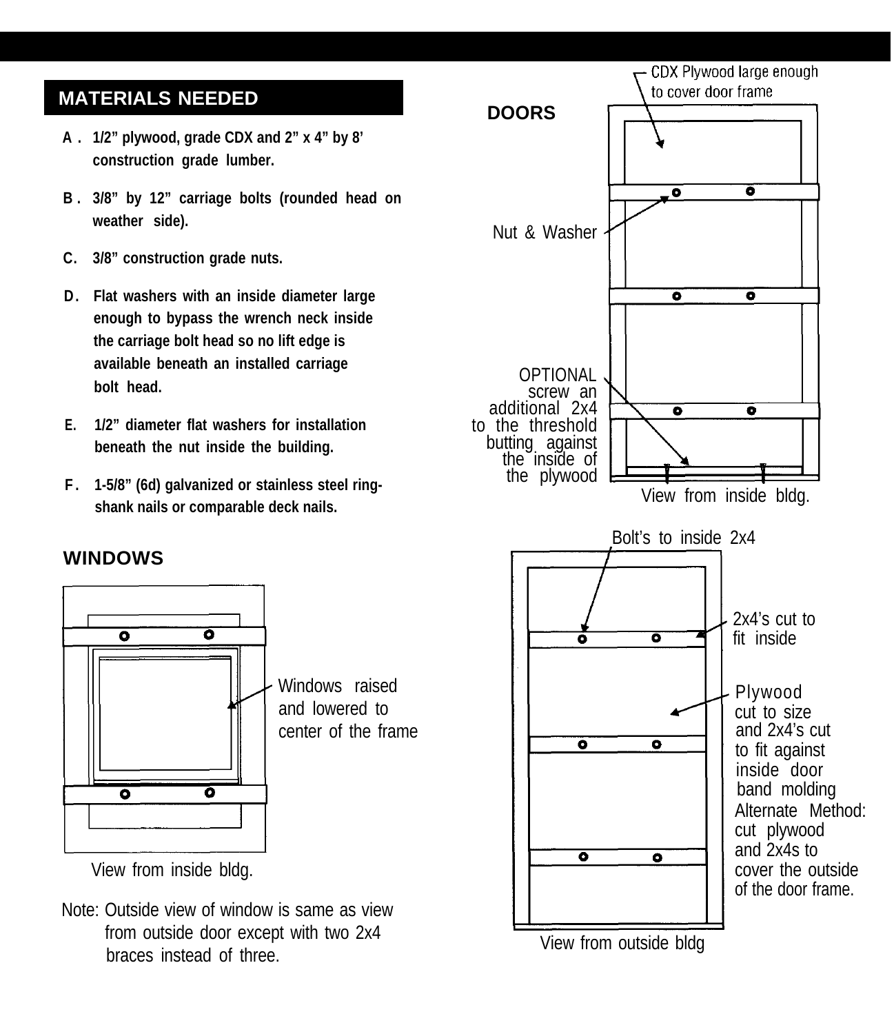## MATERIALS NEEDED

A. 1/2” plywood, grade CDX and 2” x 4” by 8’ construction grade lumber.

B. 3/8” by 12” carriage bolts (rounded head on weather side).

C. 3/8” construction grade nuts.

D. Flat washers with an inside diameter large enough to bypass the wrench neck inside the carriage bolt head so no lift edge is available beneath an installed carriage bolt head.

E. 1/2” diameter flat washers for installation beneath the nut inside the building.

F. 1-5/8” (6d) galvanized or stainless steel ring-shank nails or comparable deck nails.

## WINDOWS

Windows raised and lowered to center of the frame

View from inside bldg.

Note: Outside view of window is same as view from outside door except with two 2x4 braces instead of three.

## DOORS

CDX Plywood large enough to cover door frame

Nut & Washer

OPTIONAL screw an additional 2x4 to the threshold butting against the inside of the plywood

View from inside bldg.

Bolt’s to inside 2x4

2x4’s cut to fit inside

Plywood cut to size and 2x4’s cut to fit against inside door band molding

Alternate Method: cut plywood and 2x4s to cover the outside of the door frame.

View from outside bldg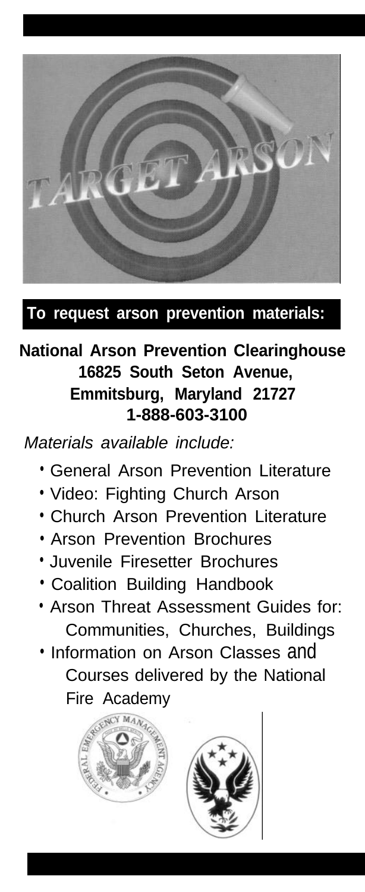TARGET ARSON

**To request arson prevention materials:**

**National Arson Prevention Clearinghouse**
**16825 South Seton Avenue,**
**Emmitsburg, Maryland 21727**
**1-888-603-3100**

*Materials available include:*

- General Arson Prevention Literature
- Video: Fighting Church Arson
- Church Arson Prevention Literature
- Arson Prevention Brochures
- Juvenile Firesetter Brochures
- Coalition Building Handbook
- Arson Threat Assessment Guides for: Communities, Churches, Buildings
- Information on Arson Classes and Courses delivered by the National Fire Academy